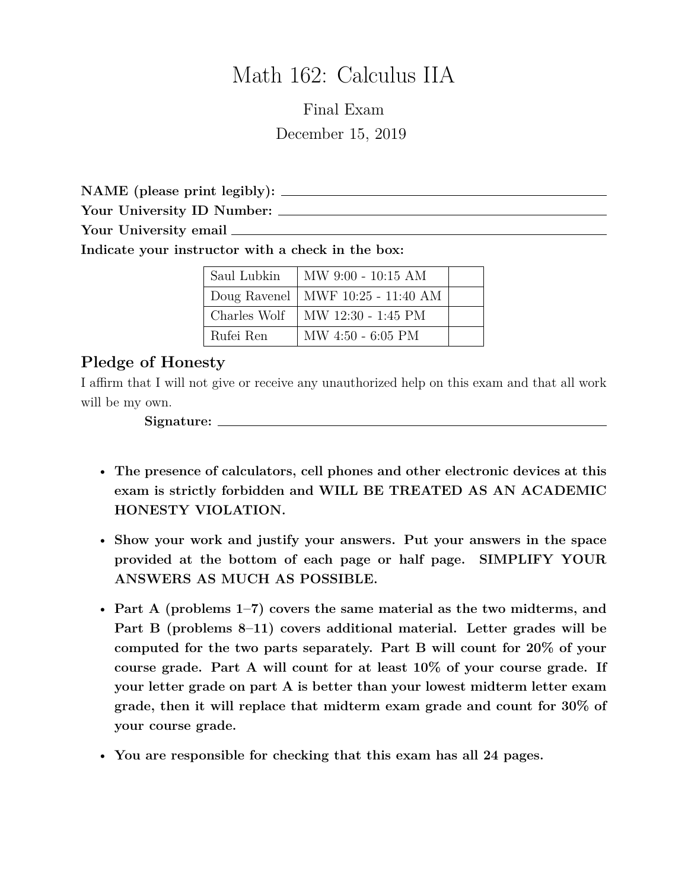# Math 162: Calculus IIA

Final Exam

December 15, 2019

**NAME (please print legibly):** ____________________

**Your University ID Number:** ____________________

**Your University email** ____________________

**Indicate your instructor with a check in the box:**

| | | |
|---|---|---|
| Saul Lubkin | MW 9:00 - 10:15 AM | |
| Doug Ravenel | MWF 10:25 - 11:40 AM | |
| Charles Wolf | MW 12:30 - 1:45 PM | |
| Rufei Ren | MW 4:50 - 6:05 PM | |

## Pledge of Honesty

I affirm that I will not give or receive any unauthorized help on this exam and that all work will be my own.

**Signature:** ____________________

- **The presence of calculators, cell phones and other electronic devices at this exam is strictly forbidden and WILL BE TREATED AS AN ACADEMIC HONESTY VIOLATION.**
- **Show your work and justify your answers. Put your answers in the space provided at the bottom of each page or half page. SIMPLIFY YOUR ANSWERS AS MUCH AS POSSIBLE.**
- **Part A (problems 1–7) covers the same material as the two midterms, and Part B (problems 8–11) covers additional material. Letter grades will be computed for the two parts separately. Part B will count for 20% of your course grade. Part A will count for at least 10% of your course grade. If your letter grade on part A is better than your lowest midterm letter exam grade, then it will replace that midterm exam grade and count for 30% of your course grade.**
- **You are responsible for checking that this exam has all 24 pages.**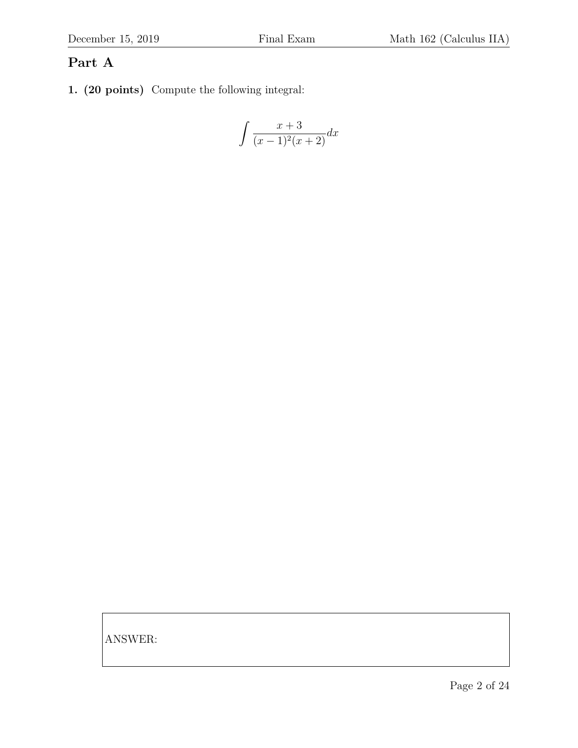## Part A

**1. (20 points)** Compute the following integral:

$$\int \frac{x+3}{(x-1)^2(x+2)}dx$$

ANSWER: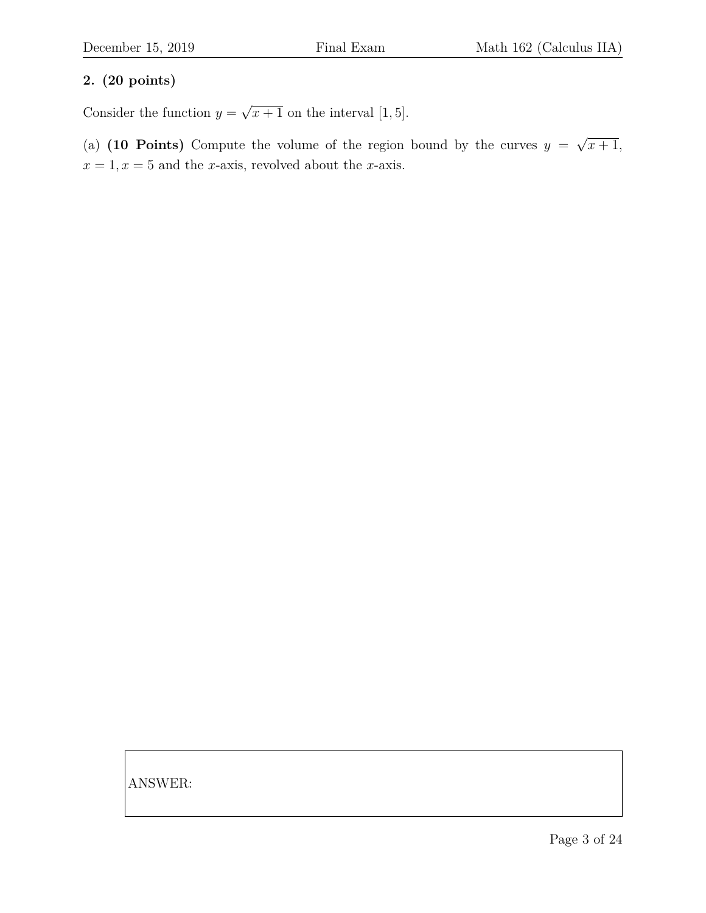**2. (20 points)**

Consider the function $y = \sqrt{x+1}$ on the interval $[1, 5]$.

(a) **(10 Points)** Compute the volume of the region bound by the curves $y = \sqrt{x+1}$, $x = 1, x = 5$ and the $x$-axis, revolved about the $x$-axis.

ANSWER: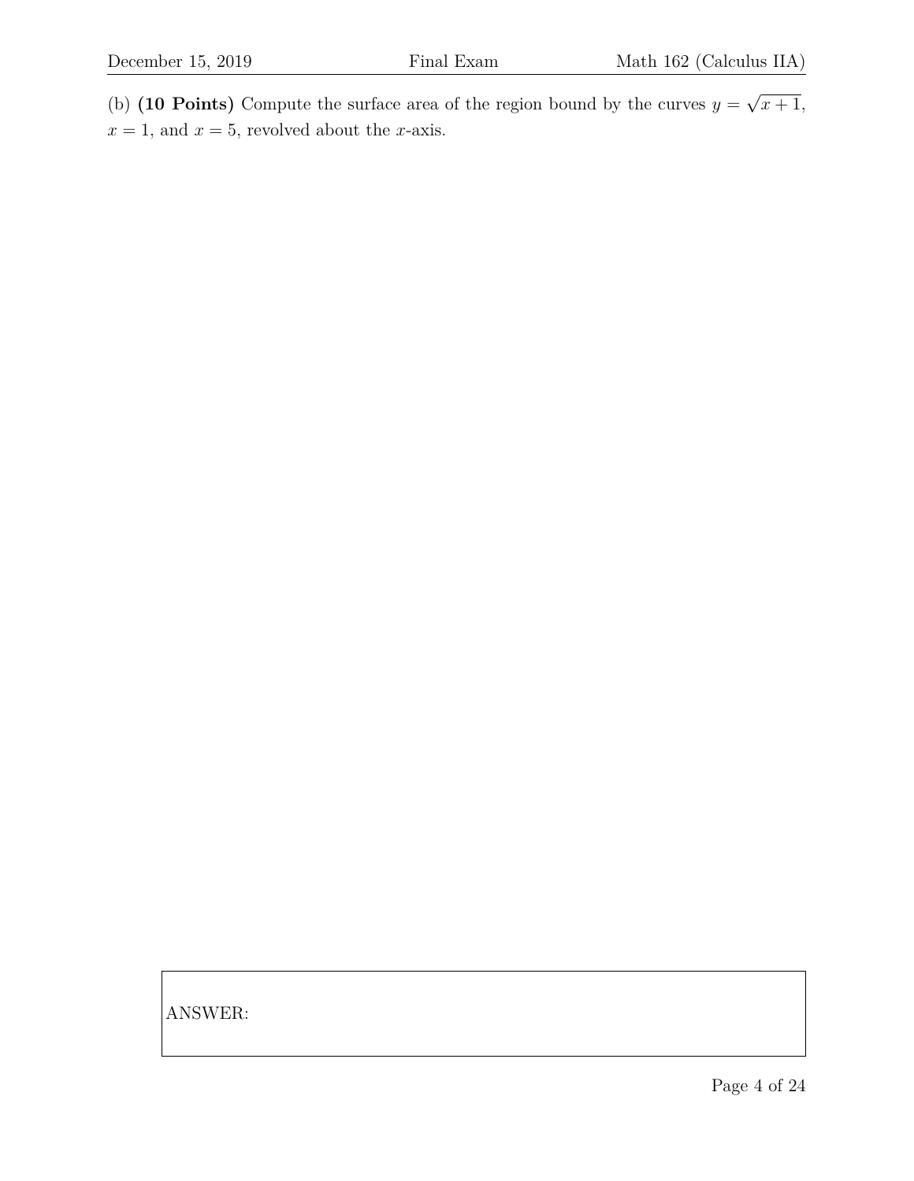(b) **(10 Points)** Compute the surface area of the region bound by the curves $y = \sqrt{x+1}$, $x = 1$, and $x = 5$, revolved about the $x$-axis.

ANSWER: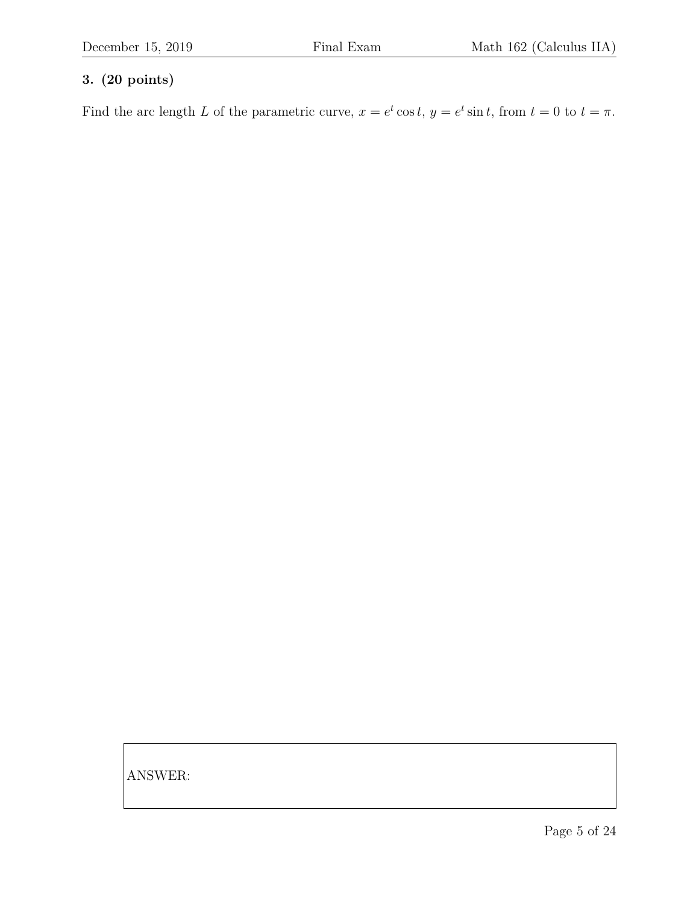**3. (20 points)**

Find the arc length $L$ of the parametric curve, $x = e^t \cos t$, $y = e^t \sin t$, from $t = 0$ to $t = \pi$.

ANSWER: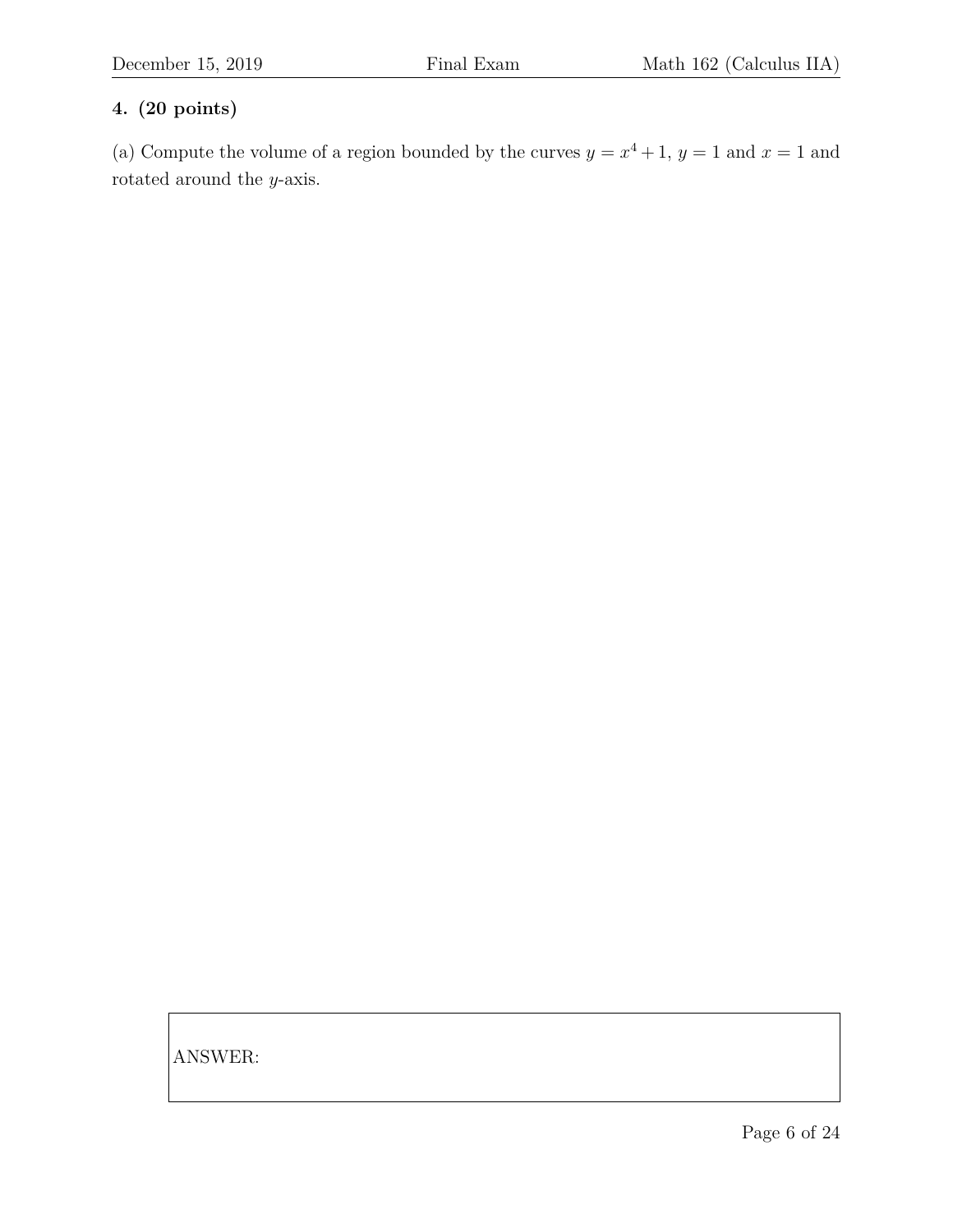**4. (20 points)**

(a) Compute the volume of a region bounded by the curves $y = x^4 + 1$, $y = 1$ and $x = 1$ and rotated around the $y$-axis.

ANSWER: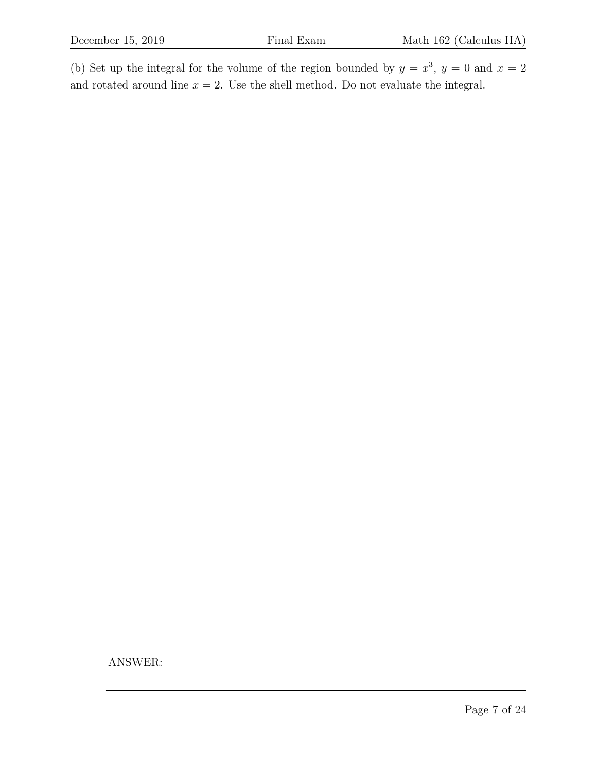(b) Set up the integral for the volume of the region bounded by $y = x^3$, $y = 0$ and $x = 2$ and rotated around line $x = 2$. Use the shell method. Do not evaluate the integral.

ANSWER: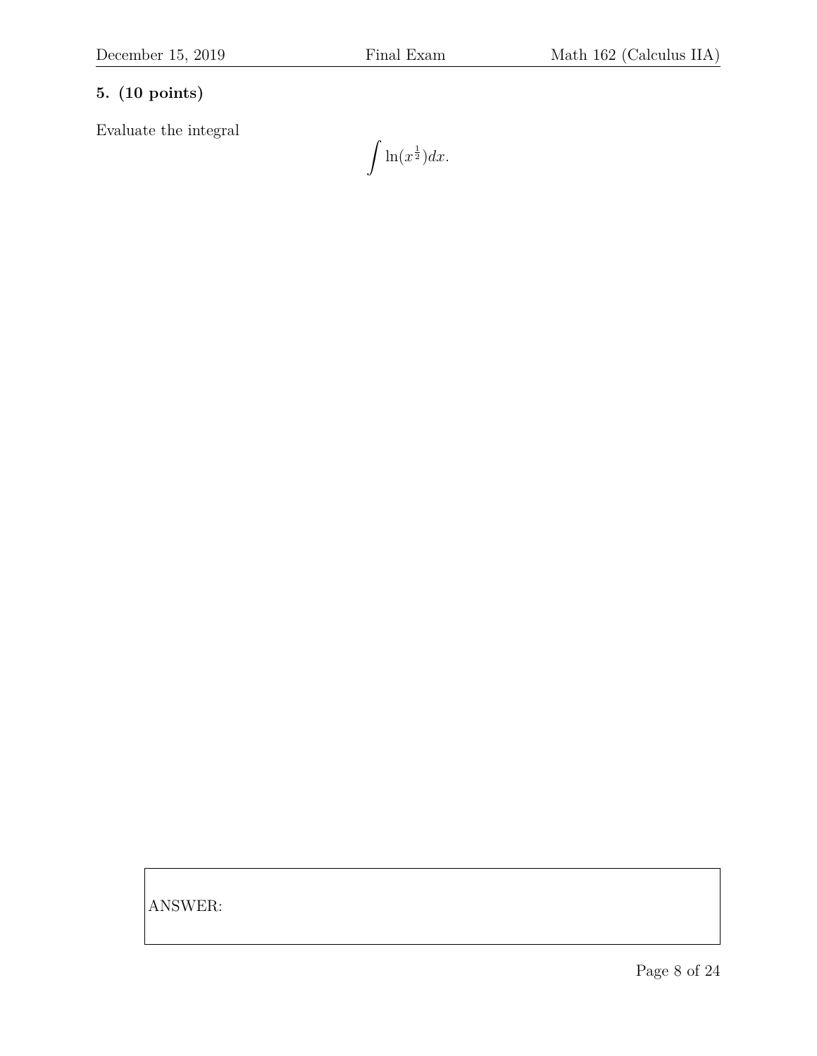**5. (10 points)**

Evaluate the integral

$$\int \ln(x^{\frac{1}{2}})dx.$$

ANSWER: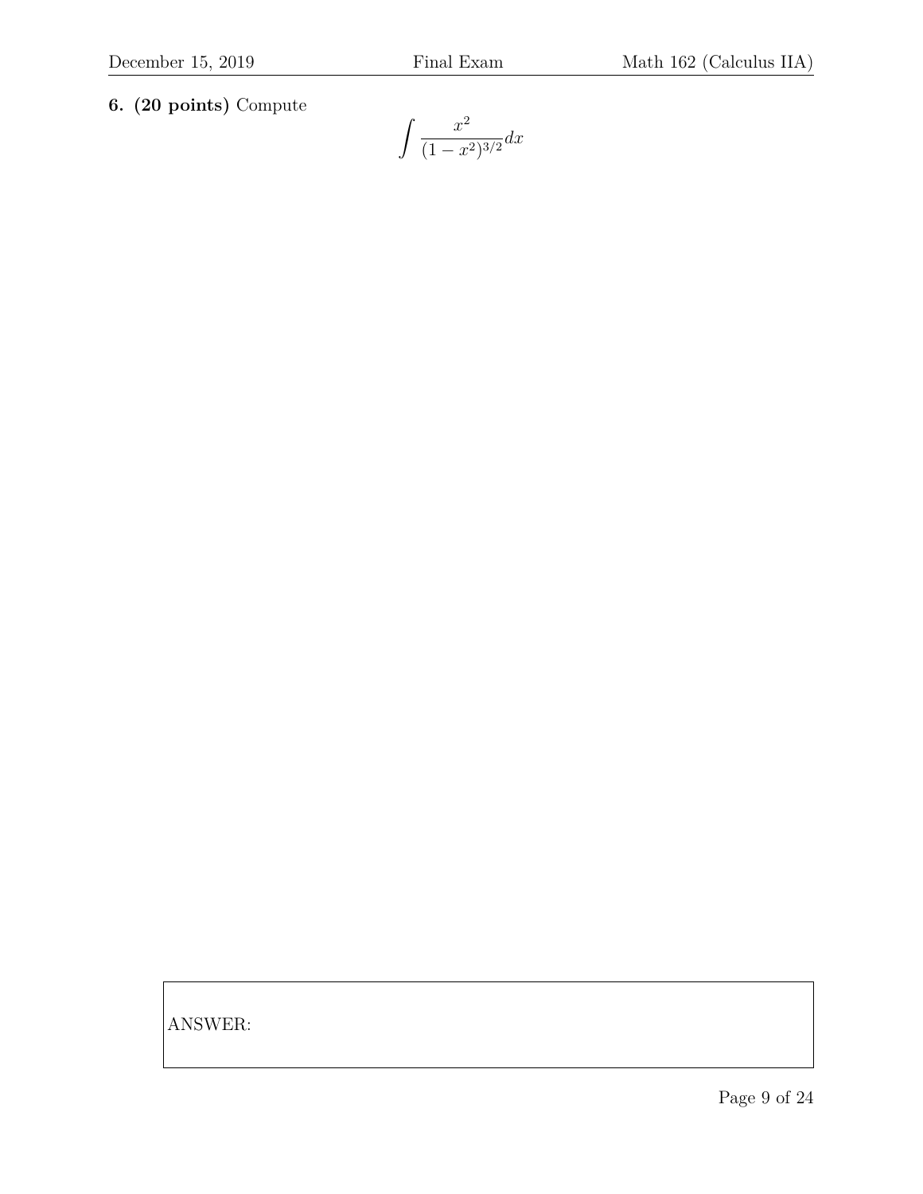**6. (20 points)** Compute

$$\int \frac{x^2}{(1-x^2)^{3/2}} dx$$

ANSWER: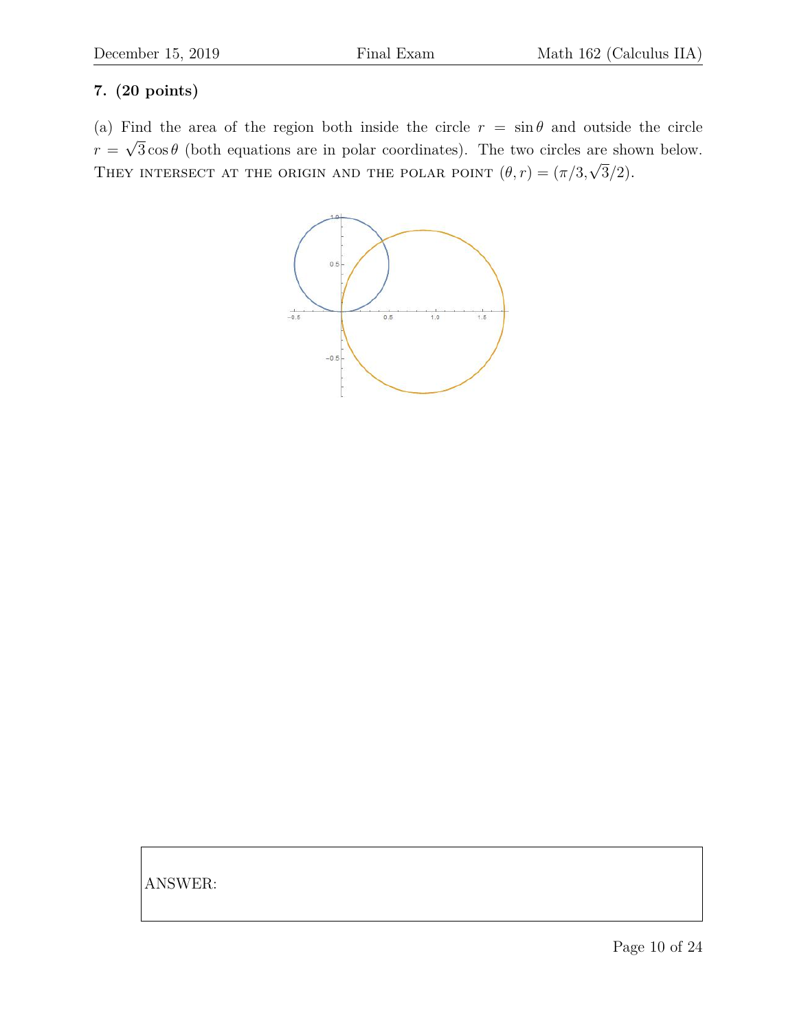**7. (20 points)**

(a) Find the area of the region both inside the circle $r = \sin\theta$ and outside the circle $r = \sqrt{3}\cos\theta$ (both equations are in polar coordinates). The two circles are shown below. THEY INTERSECT AT THE ORIGIN AND THE POLAR POINT $(\theta, r) = (\pi/3, \sqrt{3}/2)$.

ANSWER: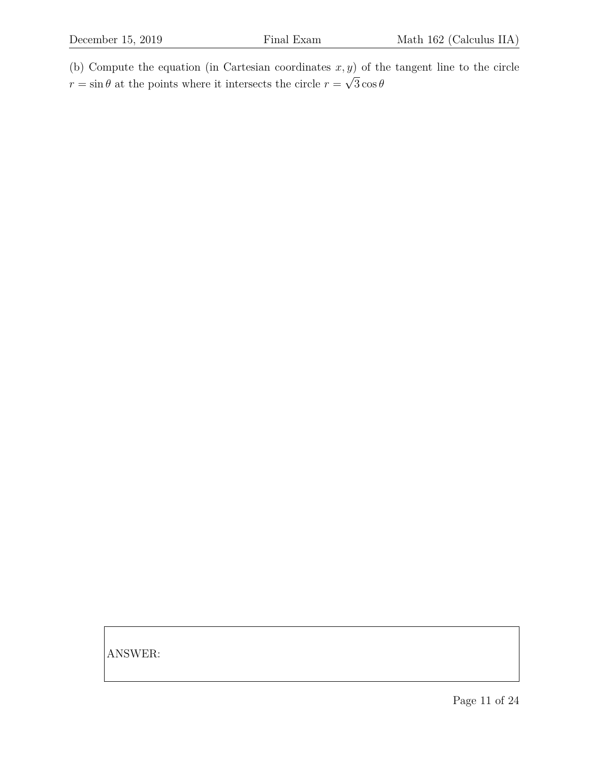(b) Compute the equation (in Cartesian coordinates $x, y$) of the tangent line to the circle $r = \sin\theta$ at the points where it intersects the circle $r = \sqrt{3}\cos\theta$

ANSWER: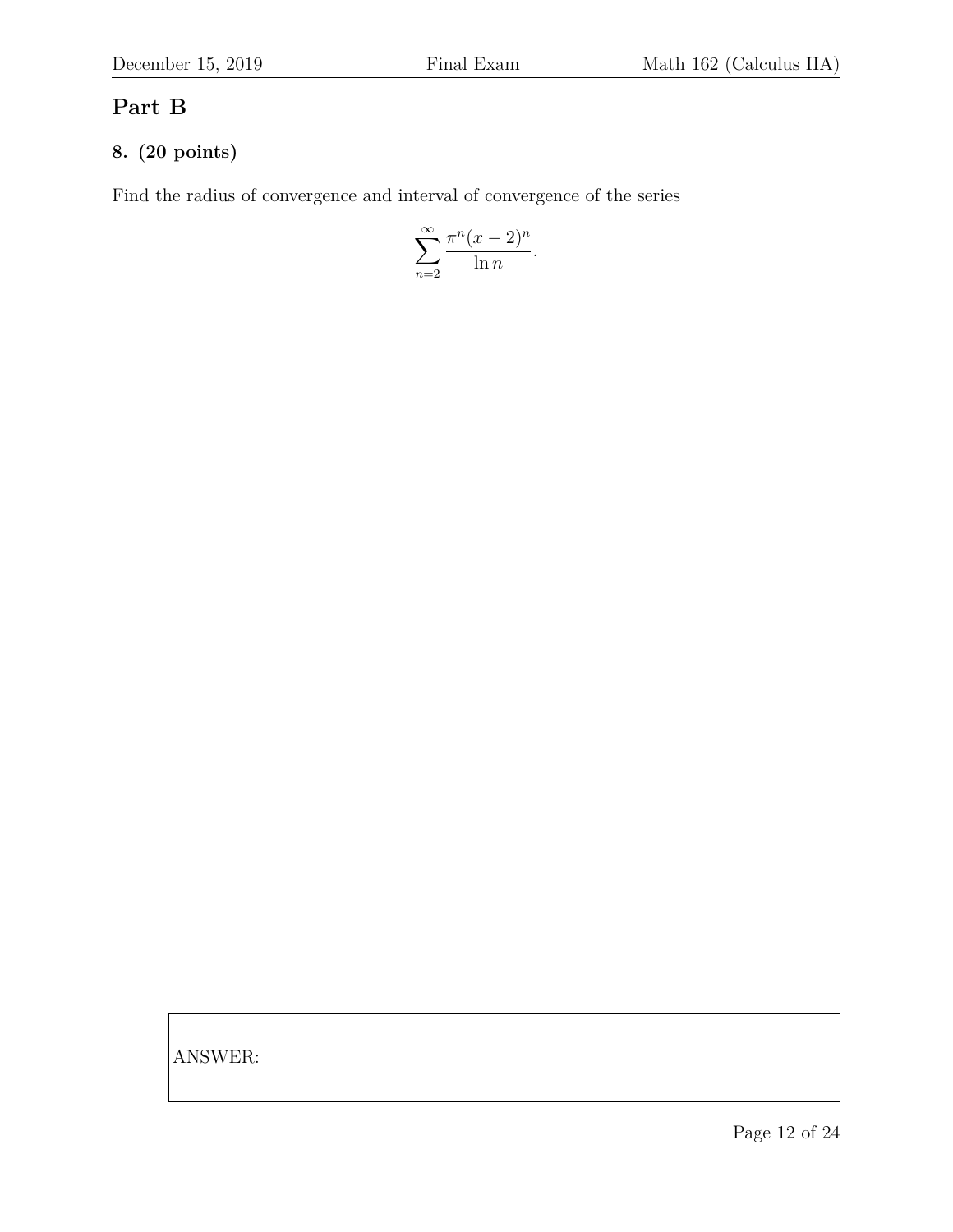## Part B

### 8. (20 points)

Find the radius of convergence and interval of convergence of the series

$$\sum_{n=2}^{\infty} \frac{\pi^n (x-2)^n}{\ln n}.$$

ANSWER: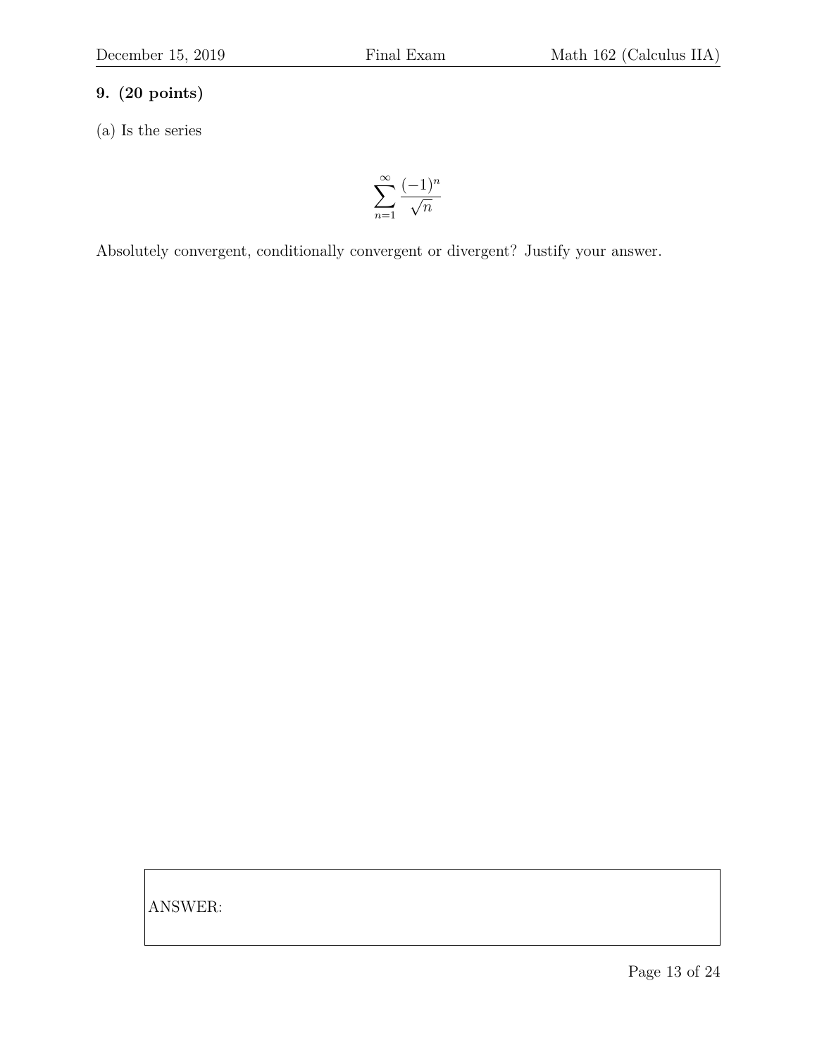**9. (20 points)**

(a) Is the series

$$\sum_{n=1}^{\infty} \frac{(-1)^n}{\sqrt{n}}$$

Absolutely convergent, conditionally convergent or divergent? Justify your answer.

ANSWER: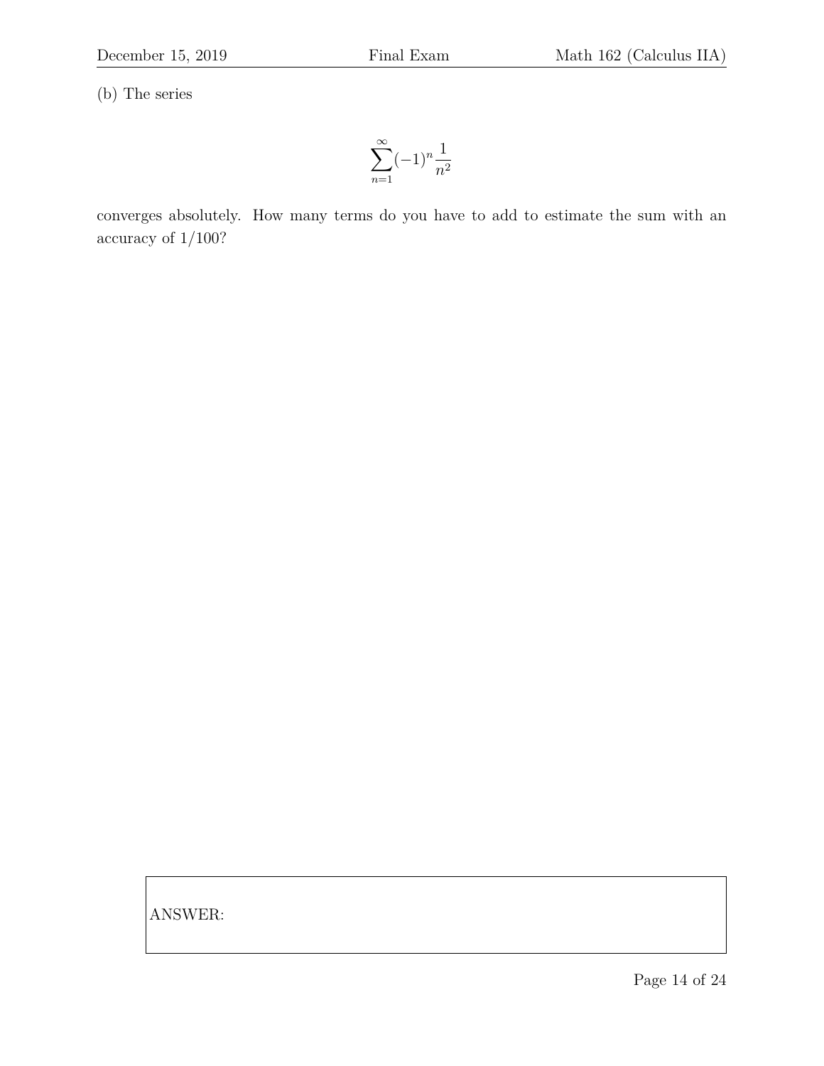(b) The series

$$\sum_{n=1}^{\infty}(-1)^n \frac{1}{n^2}$$

converges absolutely. How many terms do you have to add to estimate the sum with an accuracy of $1/100$?

ANSWER: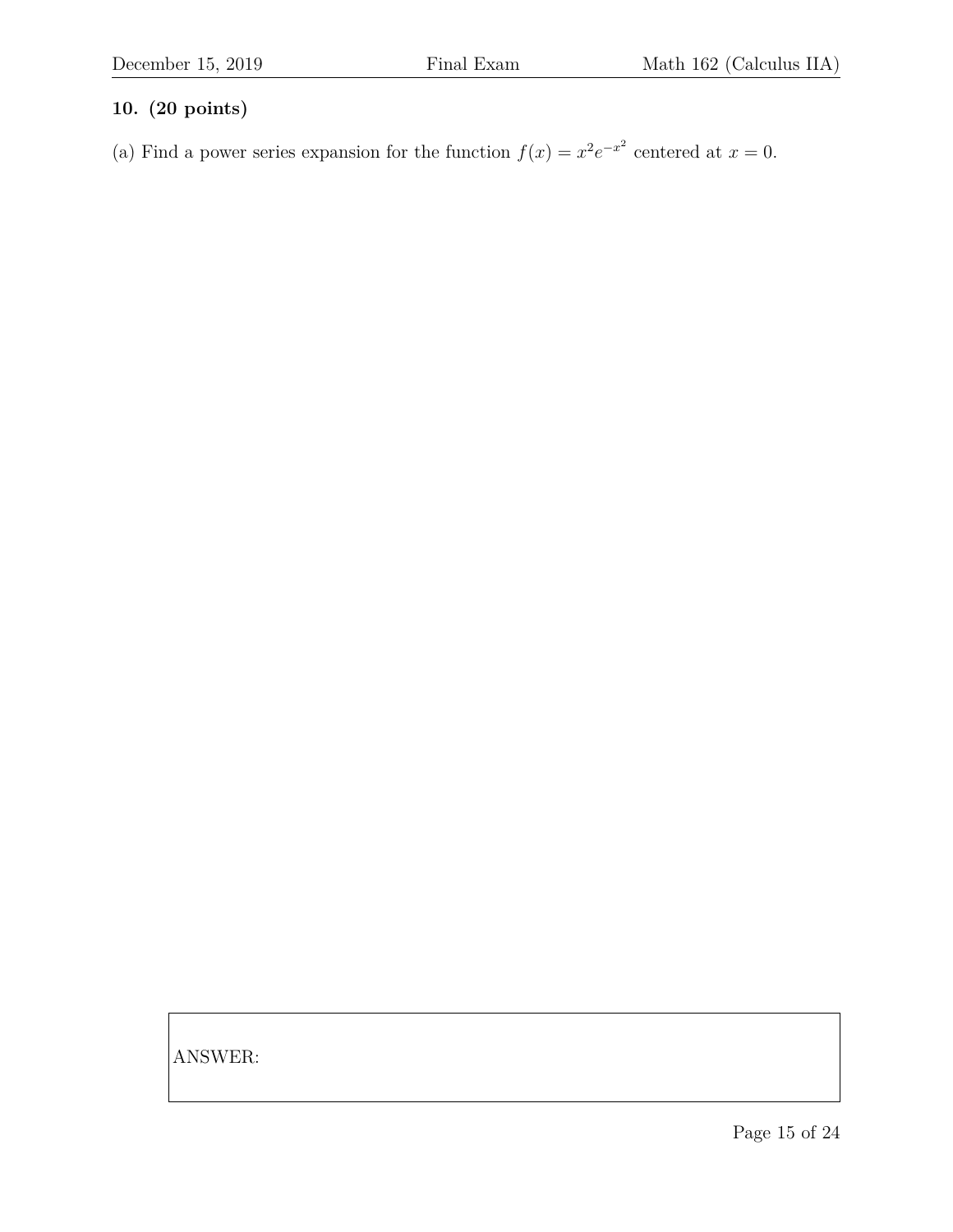**10. (20 points)**

(a) Find a power series expansion for the function $f(x) = x^2 e^{-x^2}$ centered at $x = 0$.

ANSWER: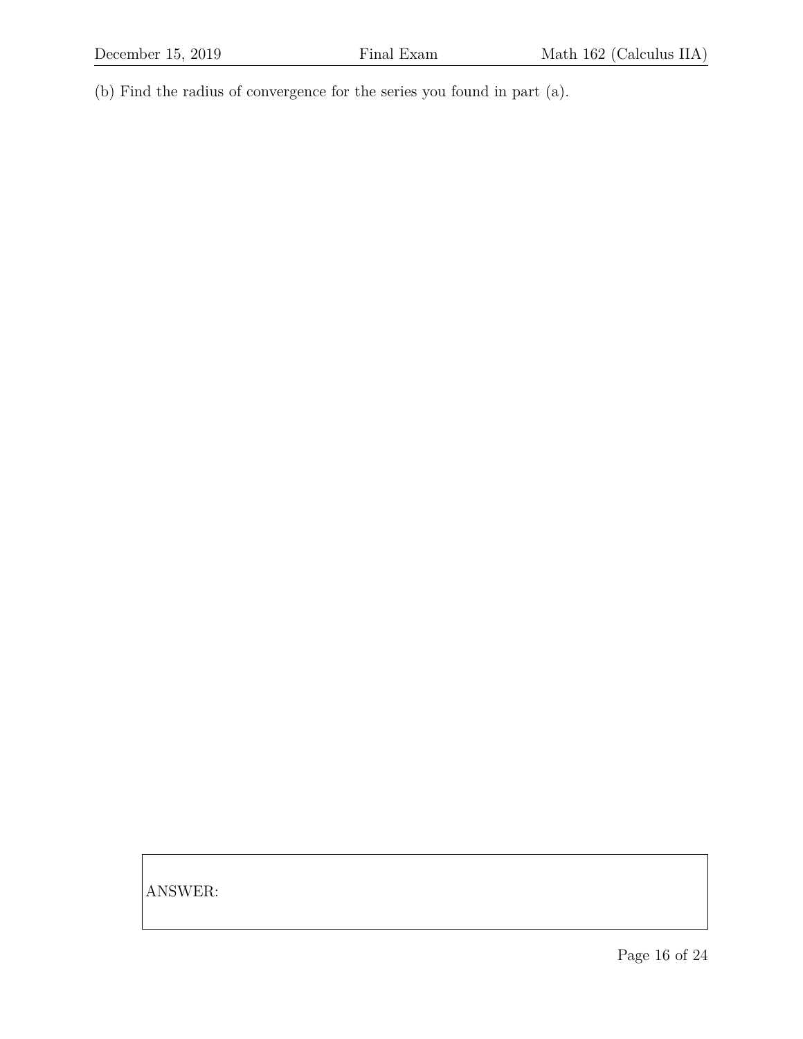(b) Find the radius of convergence for the series you found in part (a).

| ANSWER: |
| --- |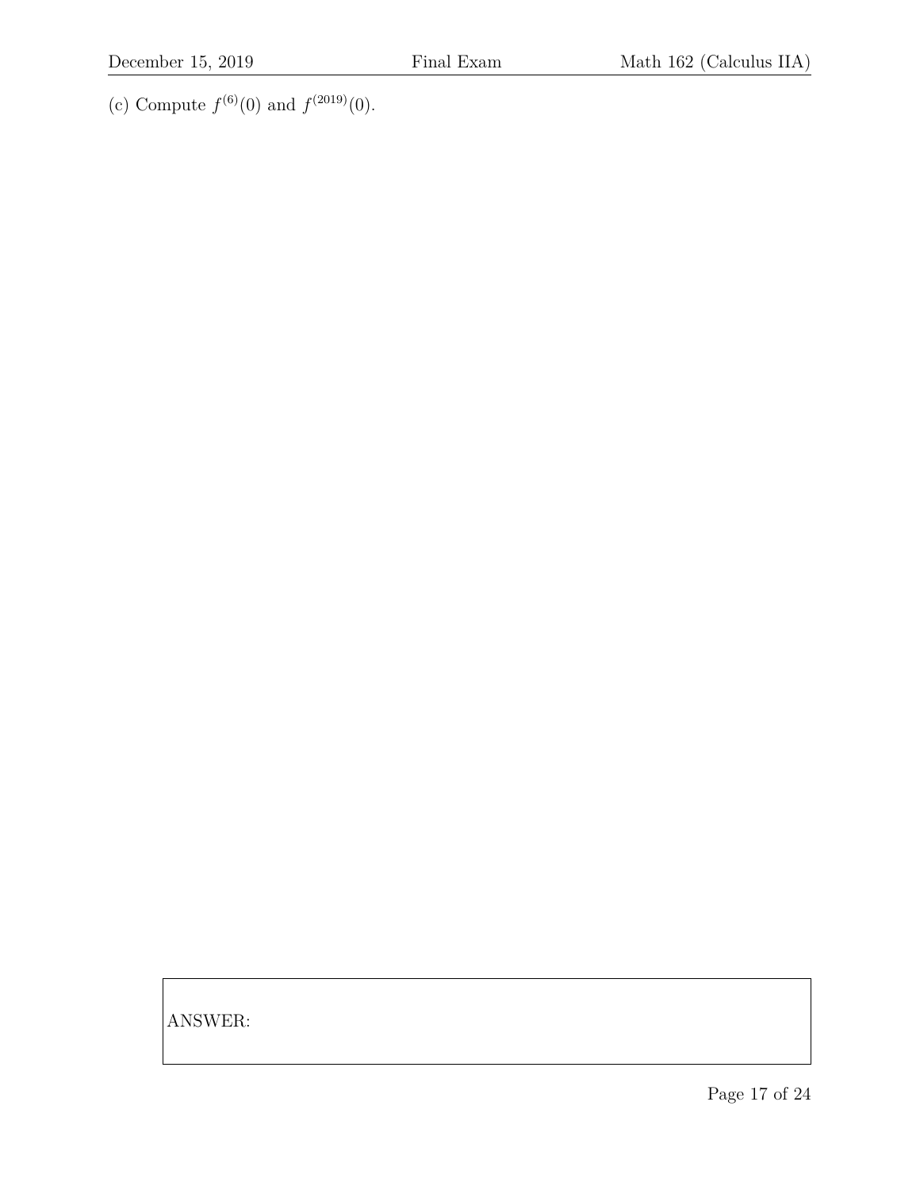(c) Compute $f^{(6)}(0)$ and $f^{(2019)}(0)$.

ANSWER: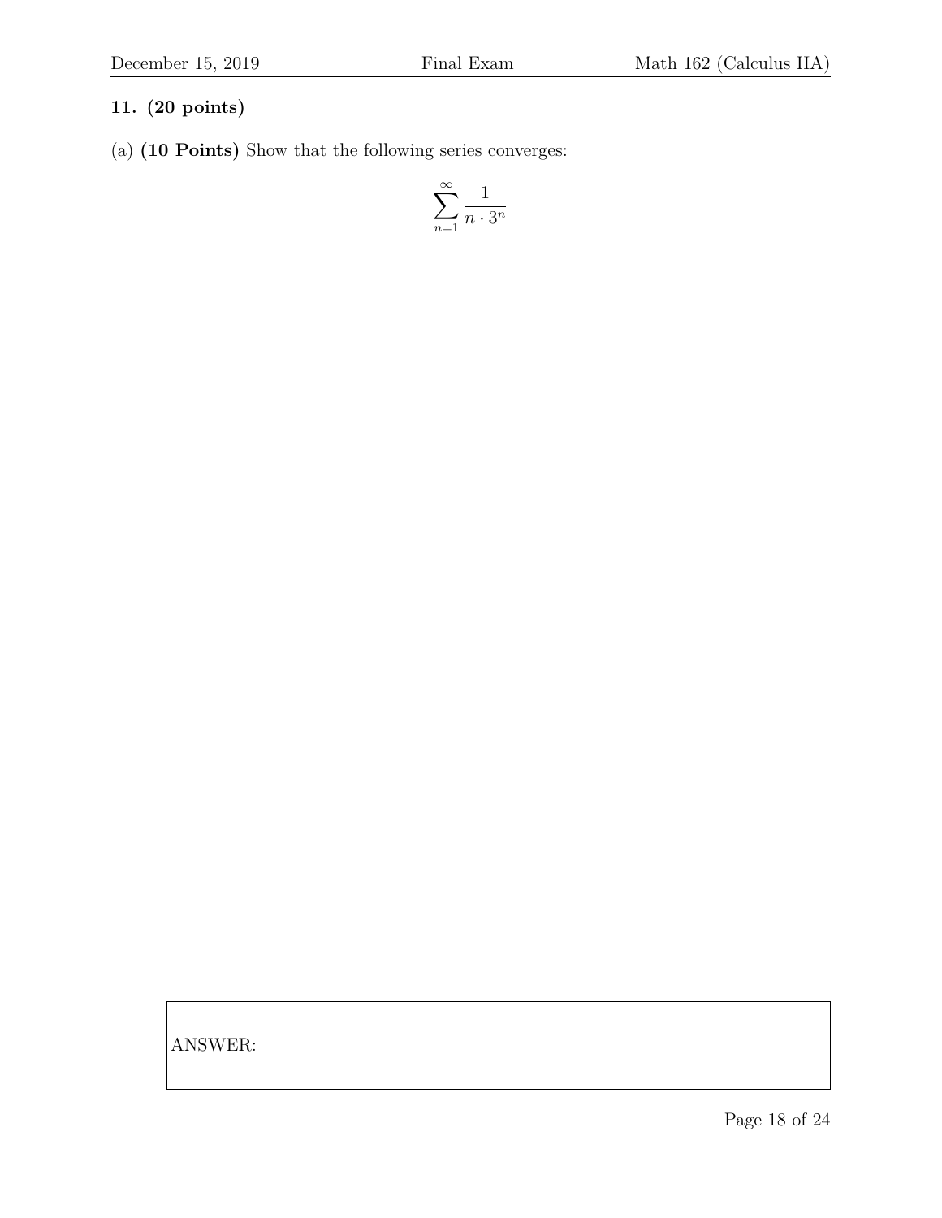**11. (20 points)**

(a) **(10 Points)** Show that the following series converges:

$$\sum_{n=1}^{\infty} \frac{1}{n \cdot 3^n}$$

ANSWER: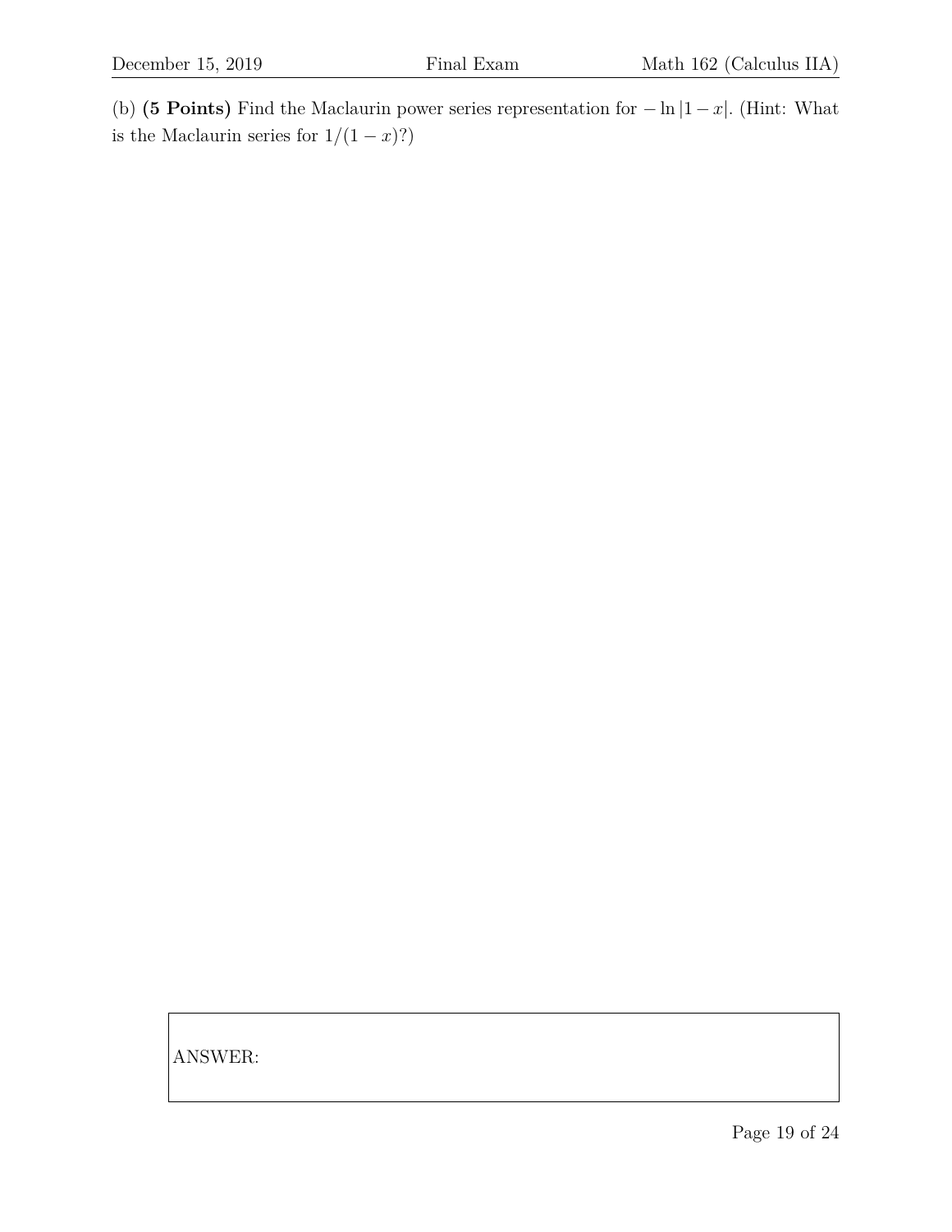(b) **(5 Points)** Find the Maclaurin power series representation for $-\ln|1-x|$. (Hint: What is the Maclaurin series for $1/(1-x)$?)

ANSWER: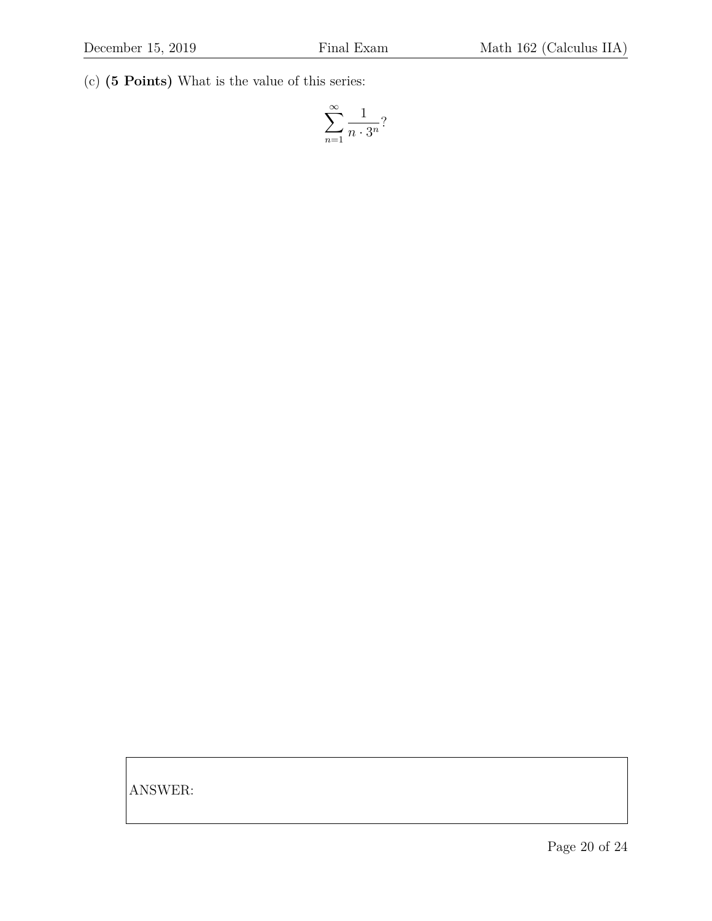(c) **(5 Points)** What is the value of this series:

$$\sum_{n=1}^{\infty} \frac{1}{n \cdot 3^n}?$$

ANSWER: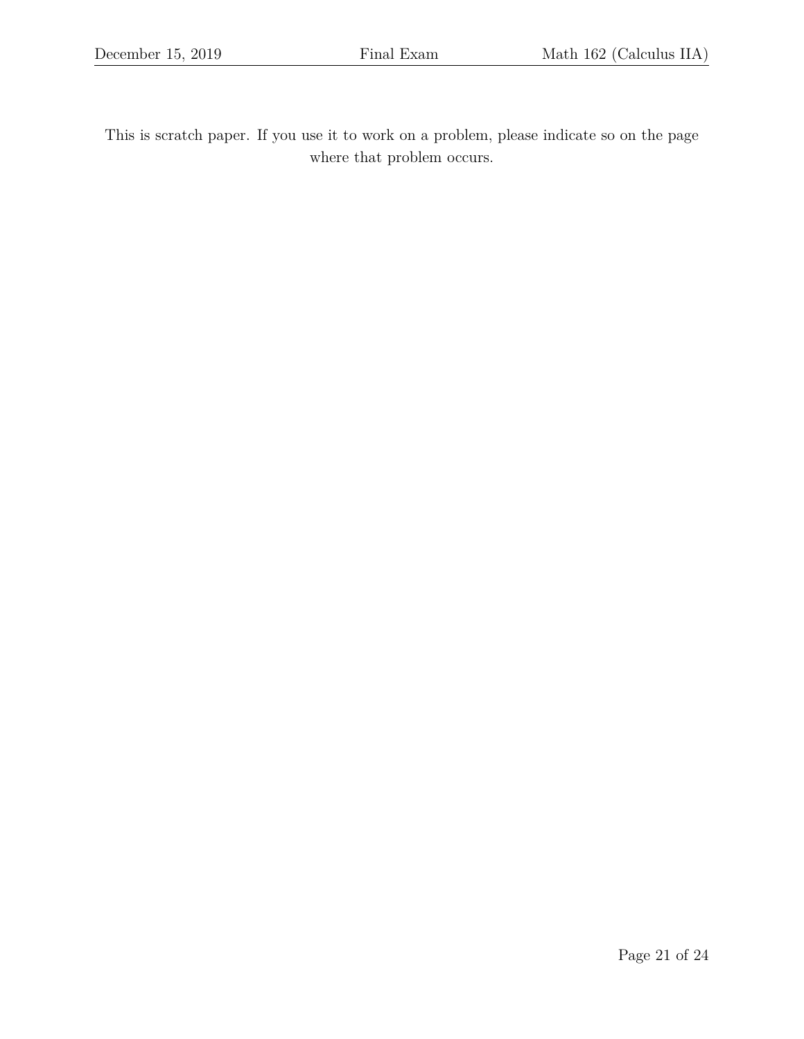This is scratch paper. If you use it to work on a problem, please indicate so on the page where that problem occurs.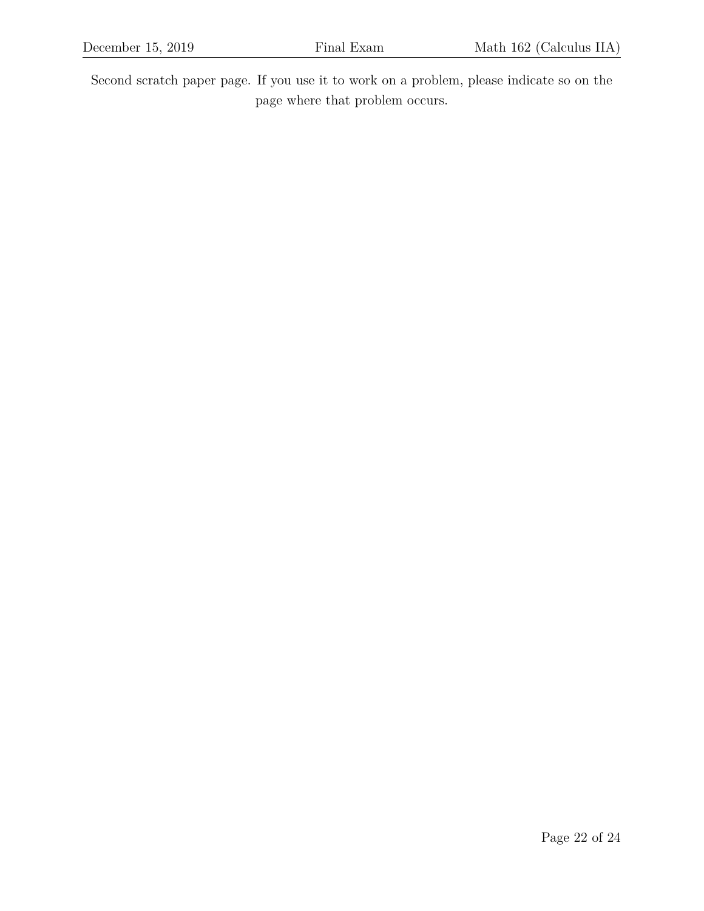Second scratch paper page. If you use it to work on a problem, please indicate so on the page where that problem occurs.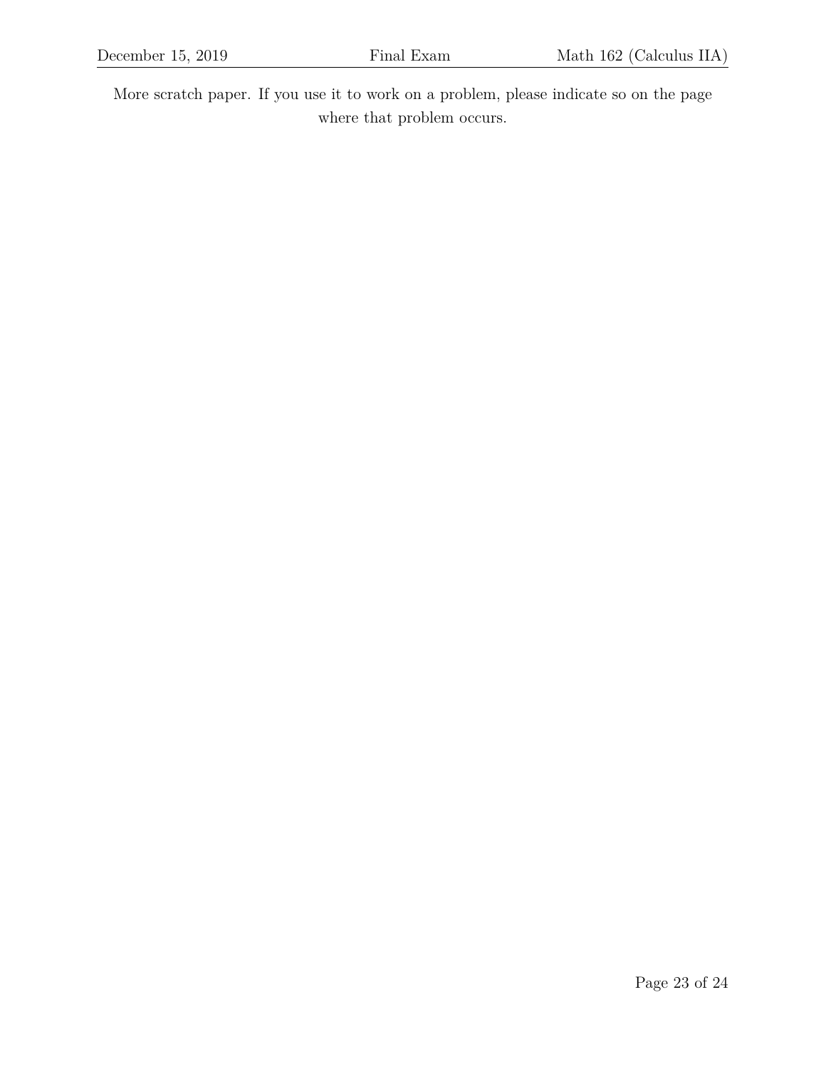More scratch paper. If you use it to work on a problem, please indicate so on the page where that problem occurs.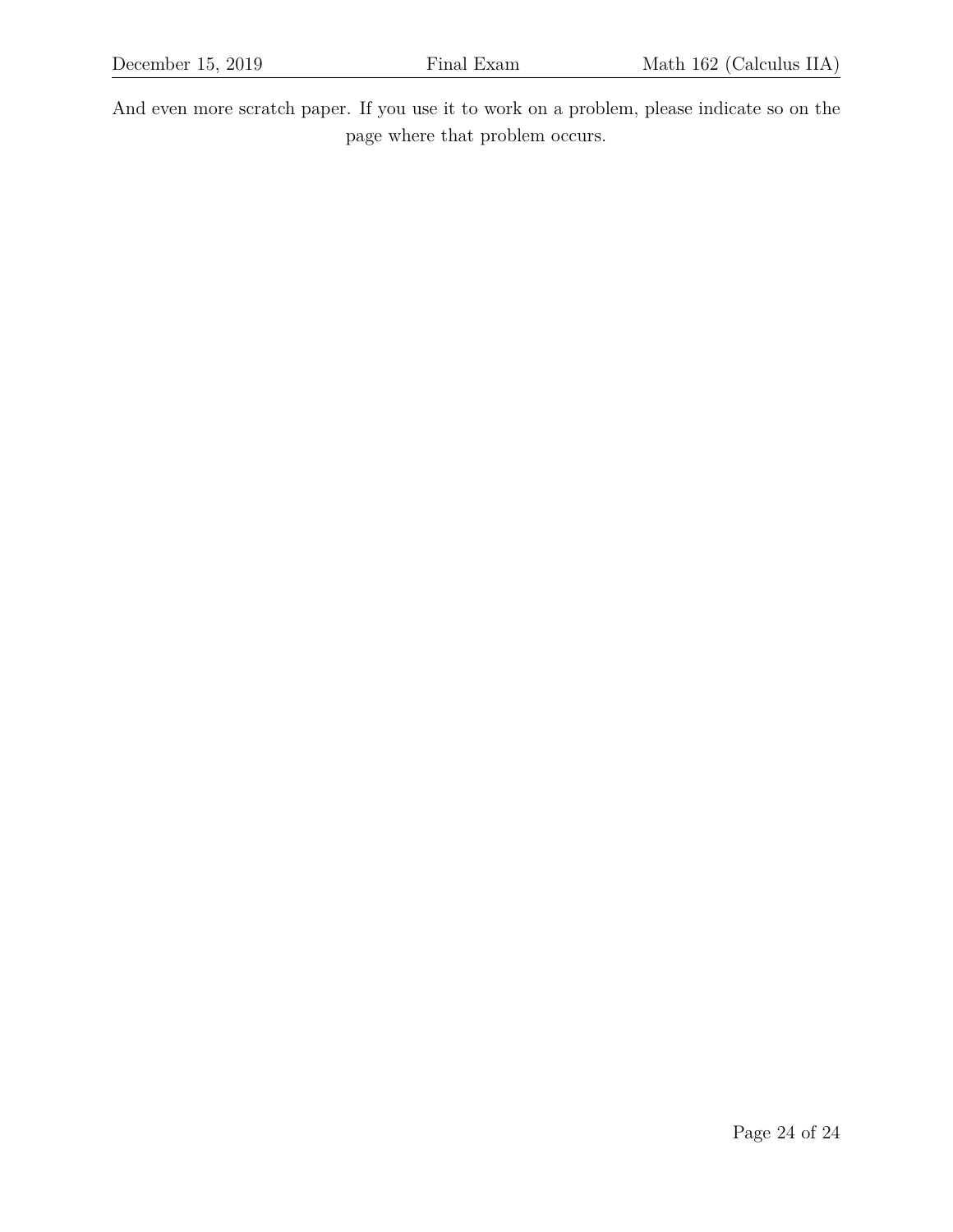And even more scratch paper. If you use it to work on a problem, please indicate so on the page where that problem occurs.